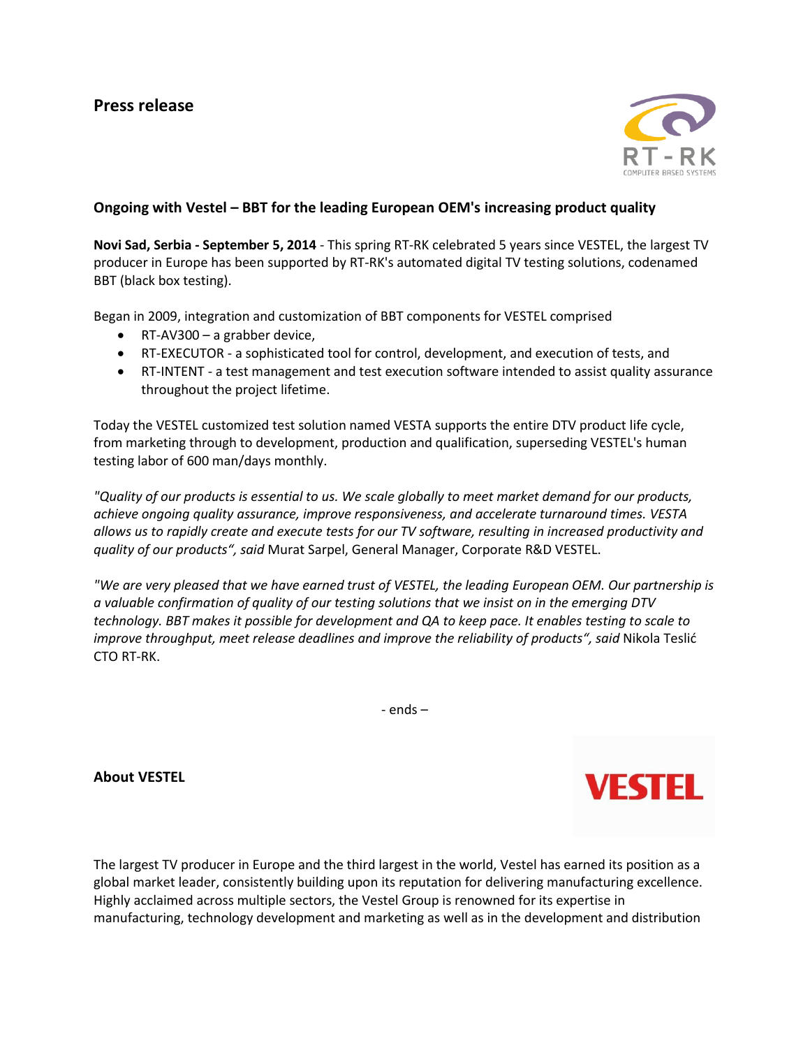# Press release

## Ongoing with Vestel – BBT for the leading European OEM's increasing product quality

**Novi Sad, Serbia - September 5, 2014** - This spring RT-RK celebrated 5 years since VESTEL, the largest TV producer in Europe has been supported by RT-RK's automated digital TV testing solutions, codenamed BBT (black box testing).

Began in 2009, integration and customization of BBT components for VESTEL comprised

- RT-AV300 – a grabber device,
- RT-EXECUTOR - a sophisticated tool for control, development, and execution of tests, and
- RT-INTENT - a test management and test execution software intended to assist quality assurance throughout the project lifetime.

Today the VESTEL customized test solution named VESTA supports the entire DTV product life cycle, from marketing through to development, production and qualification, superseding VESTEL's human testing labor of 600 man/days monthly.

*"Quality of our products is essential to us. We scale globally to meet market demand for our products, achieve ongoing quality assurance, improve responsiveness, and accelerate turnaround times. VESTA allows us to rapidly create and execute tests for our TV software, resulting in increased productivity and quality of our products", said* Murat Sarpel, General Manager, Corporate R&D VESTEL.

*"We are very pleased that we have earned trust of VESTEL, the leading European OEM. Our partnership is a valuable confirmation of quality of our testing solutions that we insist on in the emerging DTV technology. BBT makes it possible for development and QA to keep pace. It enables testing to scale to improve throughput, meet release deadlines and improve the reliability of products", said* Nikola Teslić CTO RT-RK.

- ends –

## About VESTEL

The largest TV producer in Europe and the third largest in the world, Vestel has earned its position as a global market leader, consistently building upon its reputation for delivering manufacturing excellence. Highly acclaimed across multiple sectors, the Vestel Group is renowned for its expertise in manufacturing, technology development and marketing as well as in the development and distribution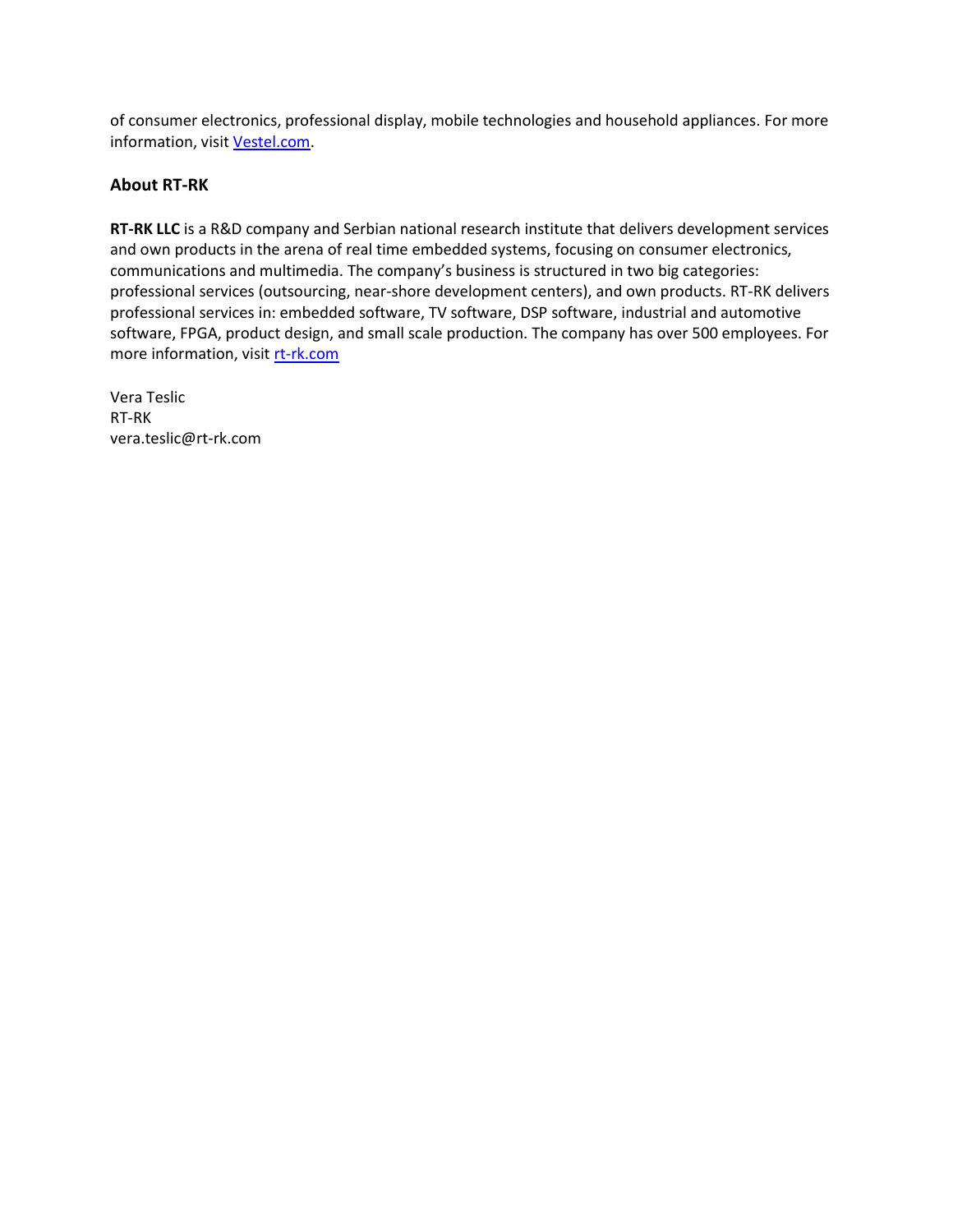of consumer electronics, professional display, mobile technologies and household appliances. For more information, visit [Vestel.com](Vestel.com).

## About RT-RK

**RT-RK LLC** is a R&D company and Serbian national research institute that delivers development services and own products in the arena of real time embedded systems, focusing on consumer electronics, communications and multimedia. The company's business is structured in two big categories: professional services (outsourcing, near-shore development centers), and own products. RT-RK delivers professional services in: embedded software, TV software, DSP software, industrial and automotive software, FPGA, product design, and small scale production. The company has over 500 employees. For more information, visit [rt-rk.com](rt-rk.com)

Vera Teslic
RT-RK
vera.teslic@rt-rk.com